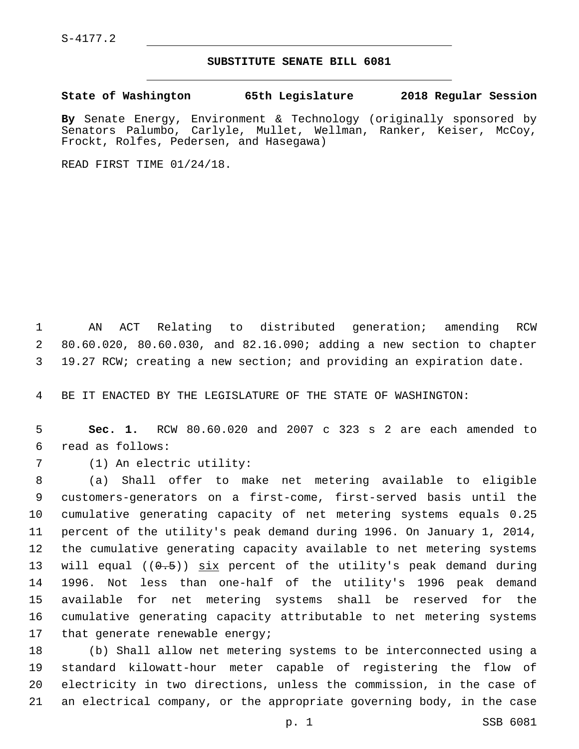S-4177.2

# SUBSTITUTE SENATE BILL 6081

**State of Washington 65th Legislature 2018 Regular Session**

**By** Senate Energy, Environment & Technology (originally sponsored by Senators Palumbo, Carlyle, Mullet, Wellman, Ranker, Keiser, McCoy, Frockt, Rolfes, Pedersen, and Hasegawa)

READ FIRST TIME 01/24/18.

AN ACT Relating to distributed generation; amending RCW 80.60.020, 80.60.030, and 82.16.090; adding a new section to chapter 19.27 RCW; creating a new section; and providing an expiration date.

BE IT ENACTED BY THE LEGISLATURE OF THE STATE OF WASHINGTON:

**Sec. 1.** RCW 80.60.020 and 2007 c 323 s 2 are each amended to read as follows:

(1) An electric utility:

(a) Shall offer to make net metering available to eligible customers-generators on a first-come, first-served basis until the cumulative generating capacity of net metering systems equals 0.25 percent of the utility's peak demand during 1996. On January 1, 2014, the cumulative generating capacity available to net metering systems will equal ((~~0.5~~)) six percent of the utility's peak demand during 1996. Not less than one-half of the utility's 1996 peak demand available for net metering systems shall be reserved for the cumulative generating capacity attributable to net metering systems that generate renewable energy;

(b) Shall allow net metering systems to be interconnected using a standard kilowatt-hour meter capable of registering the flow of electricity in two directions, unless the commission, in the case of an electrical company, or the appropriate governing body, in the case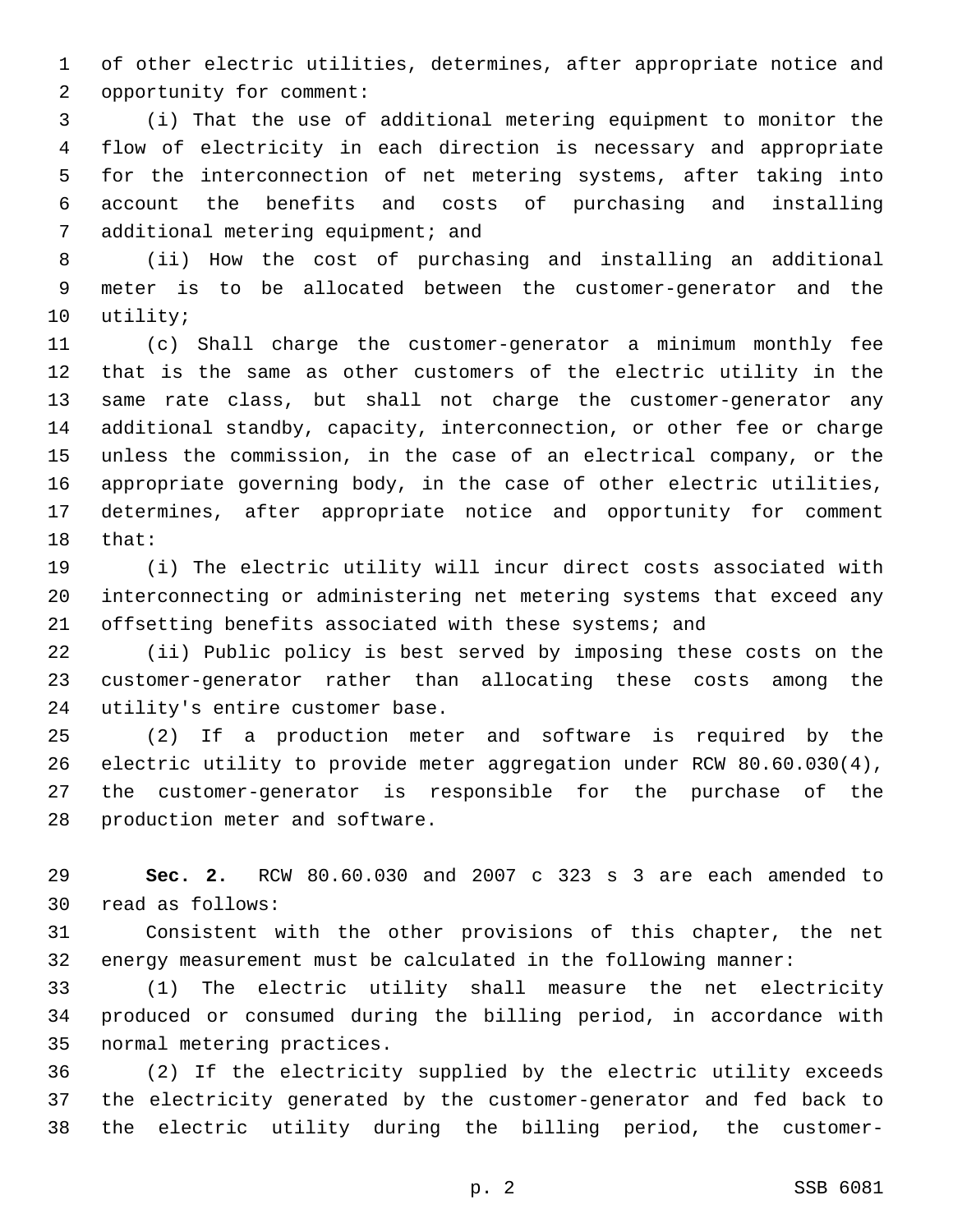of other electric utilities, determines, after appropriate notice and opportunity for comment:

(i) That the use of additional metering equipment to monitor the flow of electricity in each direction is necessary and appropriate for the interconnection of net metering systems, after taking into account the benefits and costs of purchasing and installing additional metering equipment; and

(ii) How the cost of purchasing and installing an additional meter is to be allocated between the customer-generator and the utility;

(c) Shall charge the customer-generator a minimum monthly fee that is the same as other customers of the electric utility in the same rate class, but shall not charge the customer-generator any additional standby, capacity, interconnection, or other fee or charge unless the commission, in the case of an electrical company, or the appropriate governing body, in the case of other electric utilities, determines, after appropriate notice and opportunity for comment that:

(i) The electric utility will incur direct costs associated with interconnecting or administering net metering systems that exceed any offsetting benefits associated with these systems; and

(ii) Public policy is best served by imposing these costs on the customer-generator rather than allocating these costs among the utility's entire customer base.

(2) If a production meter and software is required by the electric utility to provide meter aggregation under RCW 80.60.030(4), the customer-generator is responsible for the purchase of the production meter and software.

**Sec. 2.** RCW 80.60.030 and 2007 c 323 s 3 are each amended to read as follows:

Consistent with the other provisions of this chapter, the net energy measurement must be calculated in the following manner:

(1) The electric utility shall measure the net electricity produced or consumed during the billing period, in accordance with normal metering practices.

(2) If the electricity supplied by the electric utility exceeds the electricity generated by the customer-generator and fed back to the electric utility during the billing period, the customer-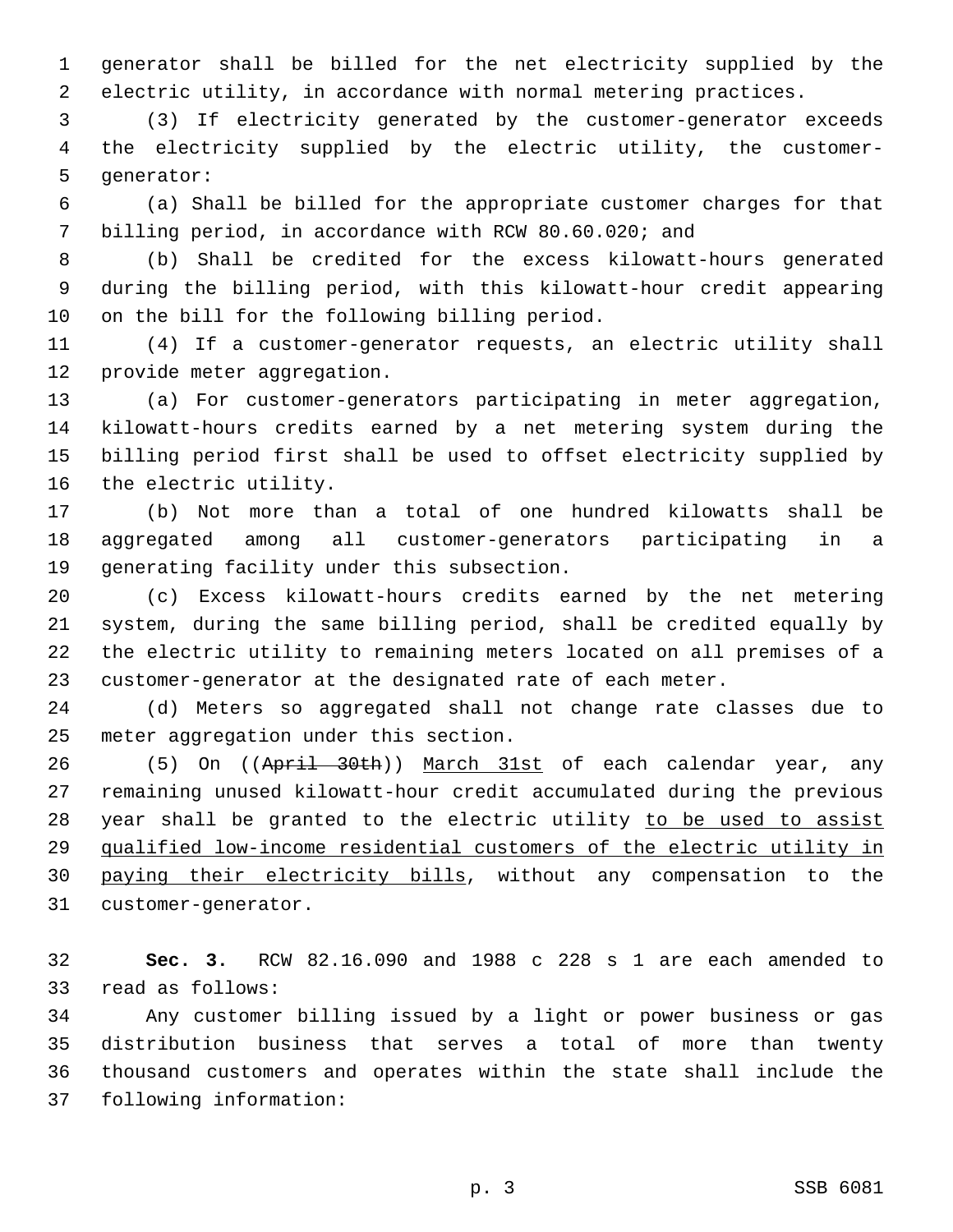generator shall be billed for the net electricity supplied by the electric utility, in accordance with normal metering practices.

(3) If electricity generated by the customer-generator exceeds the electricity supplied by the electric utility, the customer-generator:

(a) Shall be billed for the appropriate customer charges for that billing period, in accordance with RCW 80.60.020; and

(b) Shall be credited for the excess kilowatt-hours generated during the billing period, with this kilowatt-hour credit appearing on the bill for the following billing period.

(4) If a customer-generator requests, an electric utility shall provide meter aggregation.

(a) For customer-generators participating in meter aggregation, kilowatt-hours credits earned by a net metering system during the billing period first shall be used to offset electricity supplied by the electric utility.

(b) Not more than a total of one hundred kilowatts shall be aggregated among all customer-generators participating in a generating facility under this subsection.

(c) Excess kilowatt-hours credits earned by the net metering system, during the same billing period, shall be credited equally by the electric utility to remaining meters located on all premises of a customer-generator at the designated rate of each meter.

(d) Meters so aggregated shall not change rate classes due to meter aggregation under this section.

(5) On ((~~April 30th~~)) <u>March 31st</u> of each calendar year, any remaining unused kilowatt-hour credit accumulated during the previous year shall be granted to the electric utility <u>to be used to assist qualified low-income residential customers of the electric utility in paying their electricity bills</u>, without any compensation to the customer-generator.

**Sec. 3.** RCW 82.16.090 and 1988 c 228 s 1 are each amended to read as follows:

Any customer billing issued by a light or power business or gas distribution business that serves a total of more than twenty thousand customers and operates within the state shall include the following information: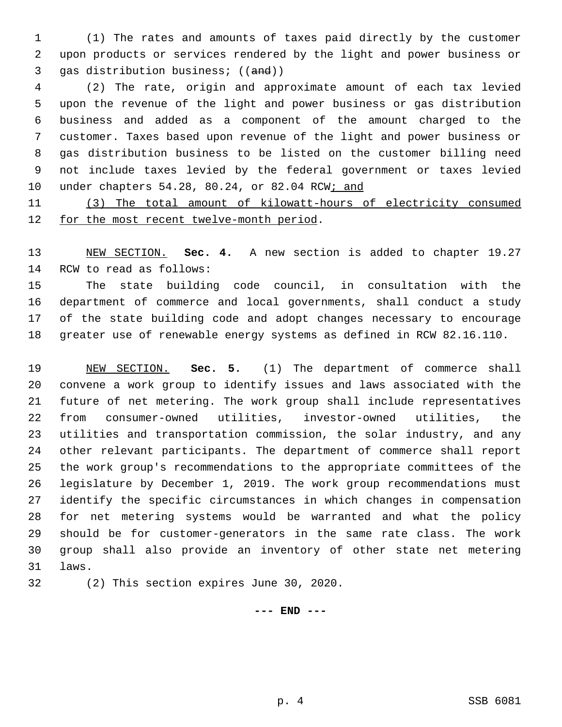(1) The rates and amounts of taxes paid directly by the customer upon products or services rendered by the light and power business or gas distribution business; ((~~and~~))

(2) The rate, origin and approximate amount of each tax levied upon the revenue of the light and power business or gas distribution business and added as a component of the amount charged to the customer. Taxes based upon revenue of the light and power business or gas distribution business to be listed on the customer billing need not include taxes levied by the federal government or taxes levied under chapters 54.28, 80.24, or 82.04 RCW<u>; and</u>

<u>(3) The total amount of kilowatt-hours of electricity consumed for the most recent twelve-month period</u>.

<u>NEW SECTION.</u> **Sec. 4.** A new section is added to chapter 19.27 RCW to read as follows:

The state building code council, in consultation with the department of commerce and local governments, shall conduct a study of the state building code and adopt changes necessary to encourage greater use of renewable energy systems as defined in RCW 82.16.110.

<u>NEW SECTION.</u> **Sec. 5.** (1) The department of commerce shall convene a work group to identify issues and laws associated with the future of net metering. The work group shall include representatives from consumer-owned utilities, investor-owned utilities, the utilities and transportation commission, the solar industry, and any other relevant participants. The department of commerce shall report the work group's recommendations to the appropriate committees of the legislature by December 1, 2019. The work group recommendations must identify the specific circumstances in which changes in compensation for net metering systems would be warranted and what the policy should be for customer-generators in the same rate class. The work group shall also provide an inventory of other state net metering laws.

(2) This section expires June 30, 2020.

**--- END ---**